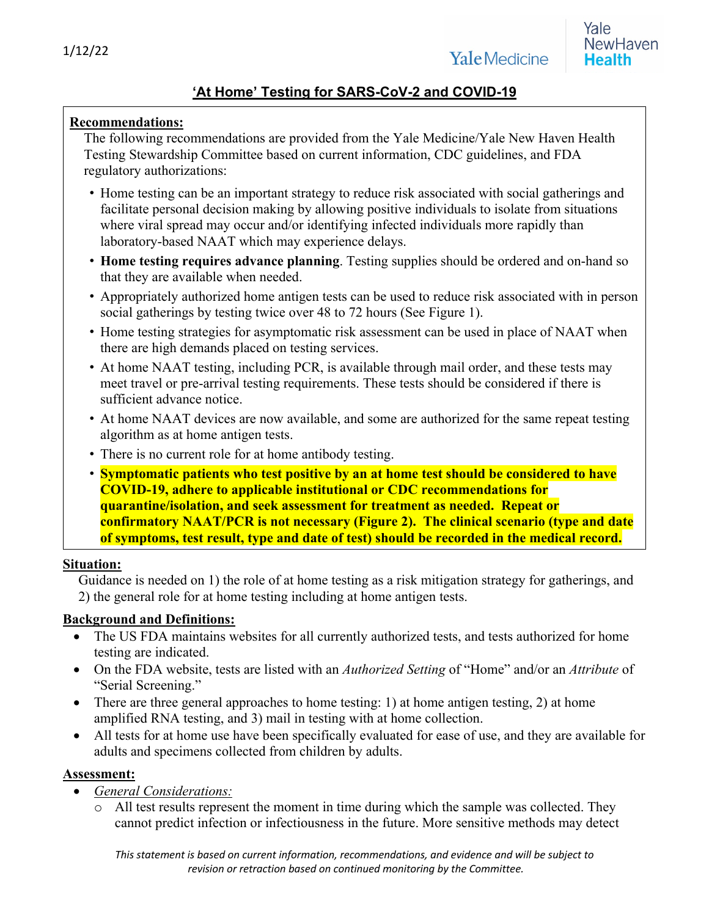1/12/22

# 'At Home' Testing for SARS-CoV-2 and COVID-19

**Recommendations:**

The following recommendations are provided from the Yale Medicine/Yale New Haven Health Testing Stewardship Committee based on current information, CDC guidelines, and FDA regulatory authorizations:

- Home testing can be an important strategy to reduce risk associated with social gatherings and facilitate personal decision making by allowing positive individuals to isolate from situations where viral spread may occur and/or identifying infected individuals more rapidly than laboratory-based NAAT which may experience delays.
- **Home testing requires advance planning**. Testing supplies should be ordered and on-hand so that they are available when needed.
- Appropriately authorized home antigen tests can be used to reduce risk associated with in person social gatherings by testing twice over 48 to 72 hours (See Figure 1).
- Home testing strategies for asymptomatic risk assessment can be used in place of NAAT when there are high demands placed on testing services.
- At home NAAT testing, including PCR, is available through mail order, and these tests may meet travel or pre-arrival testing requirements. These tests should be considered if there is sufficient advance notice.
- At home NAAT devices are now available, and some are authorized for the same repeat testing algorithm as at home antigen tests.
- There is no current role for at home antibody testing.
- **Symptomatic patients who test positive by an at home test should be considered to have COVID-19, adhere to applicable institutional or CDC recommendations for quarantine/isolation, and seek assessment for treatment as needed. Repeat or confirmatory NAAT/PCR is not necessary (Figure 2). The clinical scenario (type and date of symptoms, test result, type and date of test) should be recorded in the medical record.**

**Situation:**

Guidance is needed on 1) the role of at home testing as a risk mitigation strategy for gatherings, and 2) the general role for at home testing including at home antigen tests.

**Background and Definitions:**

- The US FDA maintains websites for all currently authorized tests, and tests authorized for home testing are indicated.
- On the FDA website, tests are listed with an *Authorized Setting* of "Home" and/or an *Attribute* of "Serial Screening."
- There are three general approaches to home testing: 1) at home antigen testing, 2) at home amplified RNA testing, and 3) mail in testing with at home collection.
- All tests for at home use have been specifically evaluated for ease of use, and they are available for adults and specimens collected from children by adults.

**Assessment:**

- *General Considerations:*
  - All test results represent the moment in time during which the sample was collected. They cannot predict infection or infectiousness in the future. More sensitive methods may detect

*This statement is based on current information, recommendations, and evidence and will be subject to revision or retraction based on continued monitoring by the Committee.*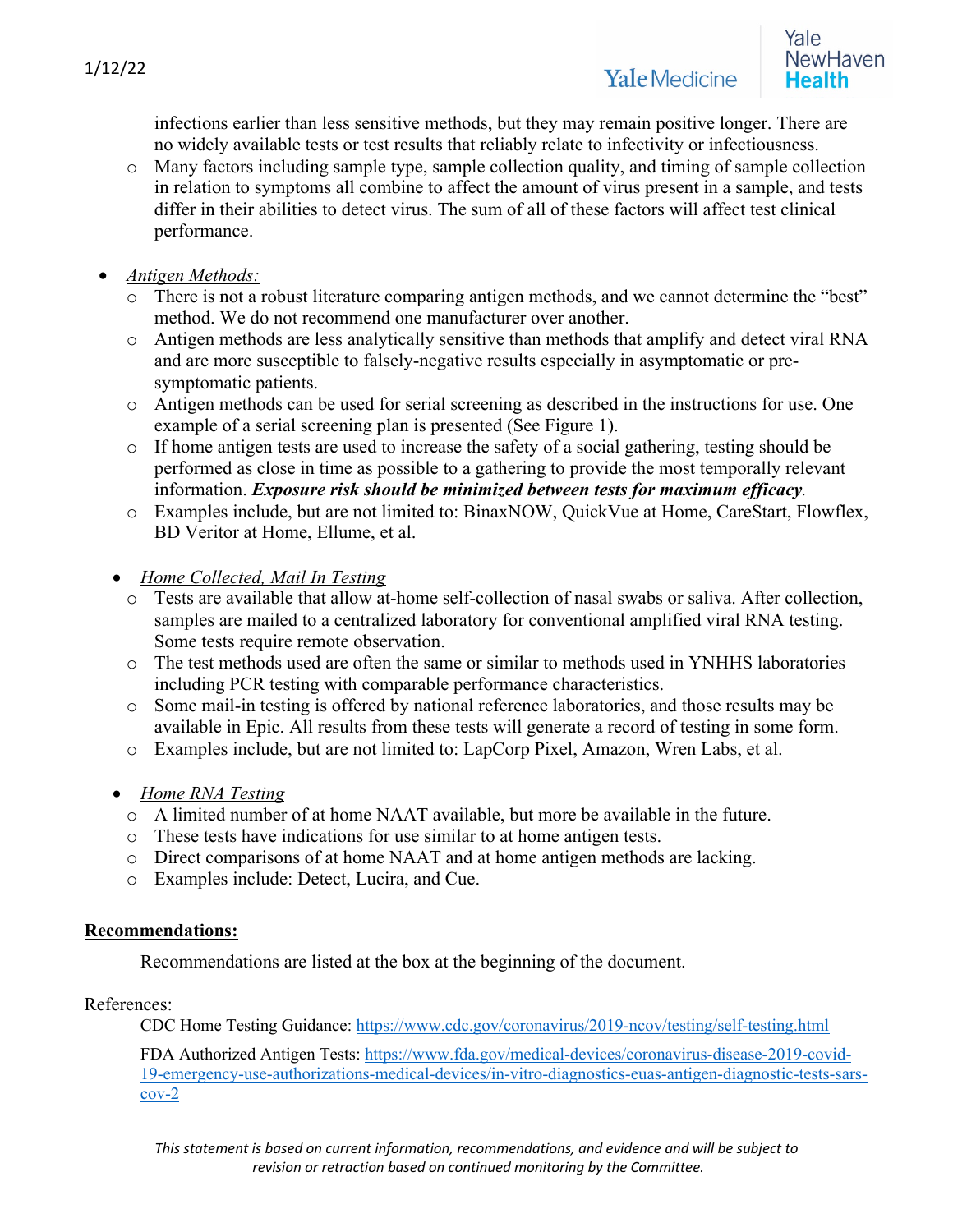infections earlier than less sensitive methods, but they may remain positive longer. There are no widely available tests or test results that reliably relate to infectivity or infectiousness.

- Many factors including sample type, sample collection quality, and timing of sample collection in relation to symptoms all combine to affect the amount of virus present in a sample, and tests differ in their abilities to detect virus. The sum of all of these factors will affect test clinical performance.

- *Antigen Methods:*
  - There is not a robust literature comparing antigen methods, and we cannot determine the "best" method. We do not recommend one manufacturer over another.
  - Antigen methods are less analytically sensitive than methods that amplify and detect viral RNA and are more susceptible to falsely-negative results especially in asymptomatic or pre-symptomatic patients.
  - Antigen methods can be used for serial screening as described in the instructions for use. One example of a serial screening plan is presented (See Figure 1).
  - If home antigen tests are used to increase the safety of a social gathering, testing should be performed as close in time as possible to a gathering to provide the most temporally relevant information. ***Exposure risk should be minimized between tests for maximum efficacy***.
  - Examples include, but are not limited to: BinaxNOW, QuickVue at Home, CareStart, Flowflex, BD Veritor at Home, Ellume, et al.

- *Home Collected, Mail In Testing*
  - Tests are available that allow at-home self-collection of nasal swabs or saliva. After collection, samples are mailed to a centralized laboratory for conventional amplified viral RNA testing. Some tests require remote observation.
  - The test methods used are often the same or similar to methods used in YNHHS laboratories including PCR testing with comparable performance characteristics.
  - Some mail-in testing is offered by national reference laboratories, and those results may be available in Epic. All results from these tests will generate a record of testing in some form.
  - Examples include, but are not limited to: LapCorp Pixel, Amazon, Wren Labs, et al.

- *Home RNA Testing*
  - A limited number of at home NAAT available, but more be available in the future.
  - These tests have indications for use similar to at home antigen tests.
  - Direct comparisons of at home NAAT and at home antigen methods are lacking.
  - Examples include: Detect, Lucira, and Cue.

**Recommendations:**

Recommendations are listed at the box at the beginning of the document.

References:

CDC Home Testing Guidance: https://www.cdc.gov/coronavirus/2019-ncov/testing/self-testing.html

FDA Authorized Antigen Tests: https://www.fda.gov/medical-devices/coronavirus-disease-2019-covid-19-emergency-use-authorizations-medical-devices/in-vitro-diagnostics-euas-antigen-diagnostic-tests-sars-cov-2

*This statement is based on current information, recommendations, and evidence and will be subject to revision or retraction based on continued monitoring by the Committee.*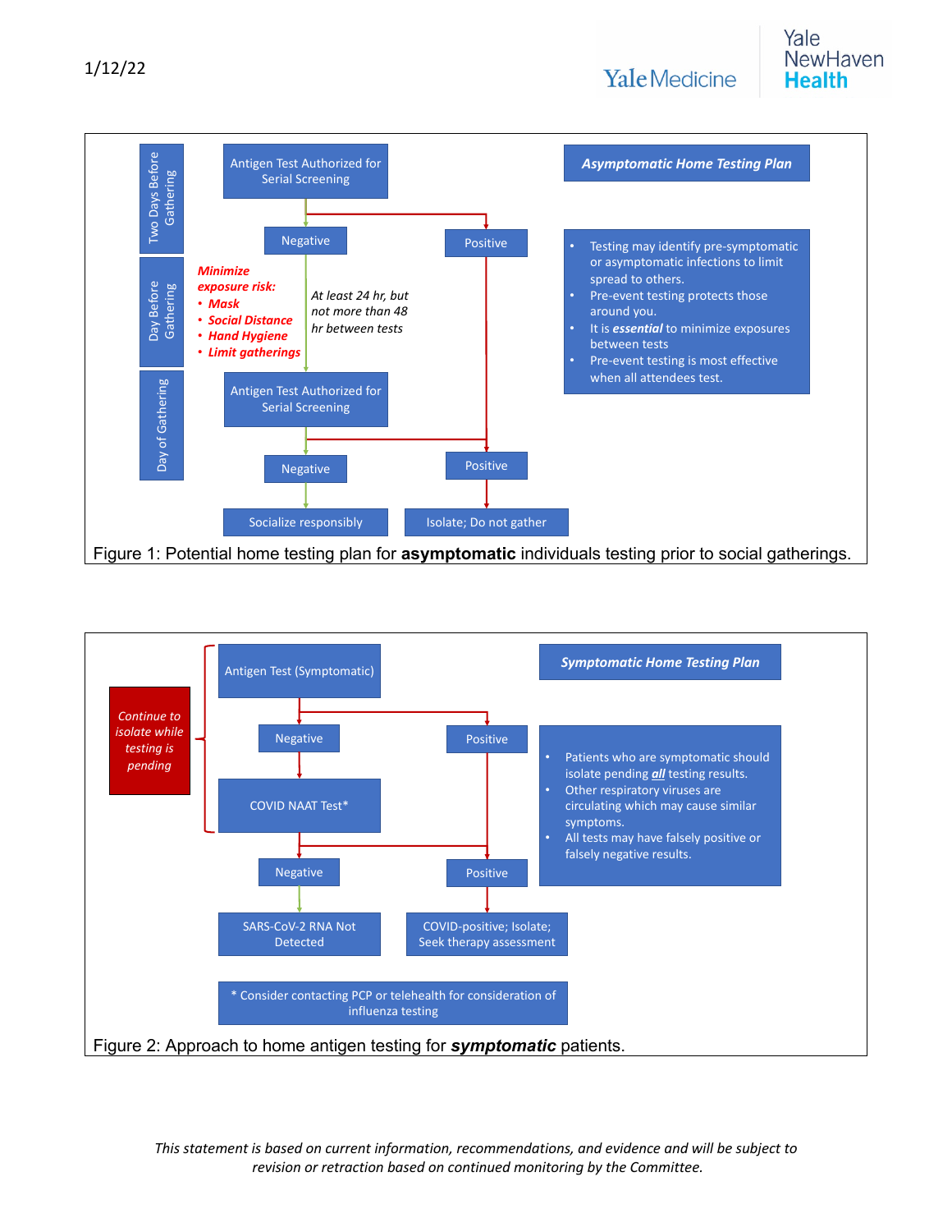1/12/22

**Asymptomatic Home Testing Plan**

Two Days Before Gathering

Antigen Test Authorized for Serial Screening

Negative

Positive

Day Before Gathering

*Minimize exposure risk:*
- ***Mask***
- ***Social Distance***
- ***Hand Hygiene***
- ***Limit gatherings***

*At least 24 hr, but not more than 48 hr between tests*

Day of Gathering

Antigen Test Authorized for Serial Screening

Negative

Positive

Socialize responsibly

Isolate; Do not gather

- Testing may identify pre-symptomatic or asymptomatic infections to limit spread to others.
- Pre-event testing protects those around you.
- It is ***essential*** to minimize exposures between tests
- Pre-event testing is most effective when all attendees test.

Figure 1: Potential home testing plan for **asymptomatic** individuals testing prior to social gatherings.

***Symptomatic Home Testing Plan***

*Continue to isolate while testing is pending*

Antigen Test (Symptomatic)

Negative

Positive

COVID NAAT Test*

Negative

Positive

SARS-CoV-2 RNA Not Detected

COVID-positive; Isolate; Seek therapy assessment

- Patients who are symptomatic should isolate pending ***all*** testing results.
- Other respiratory viruses are circulating which may cause similar symptoms.
- All tests may have falsely positive or falsely negative results.

\* Consider contacting PCP or telehealth for consideration of influenza testing

Figure 2: Approach to home antigen testing for ***symptomatic*** patients.

*This statement is based on current information, recommendations, and evidence and will be subject to revision or retraction based on continued monitoring by the Committee.*